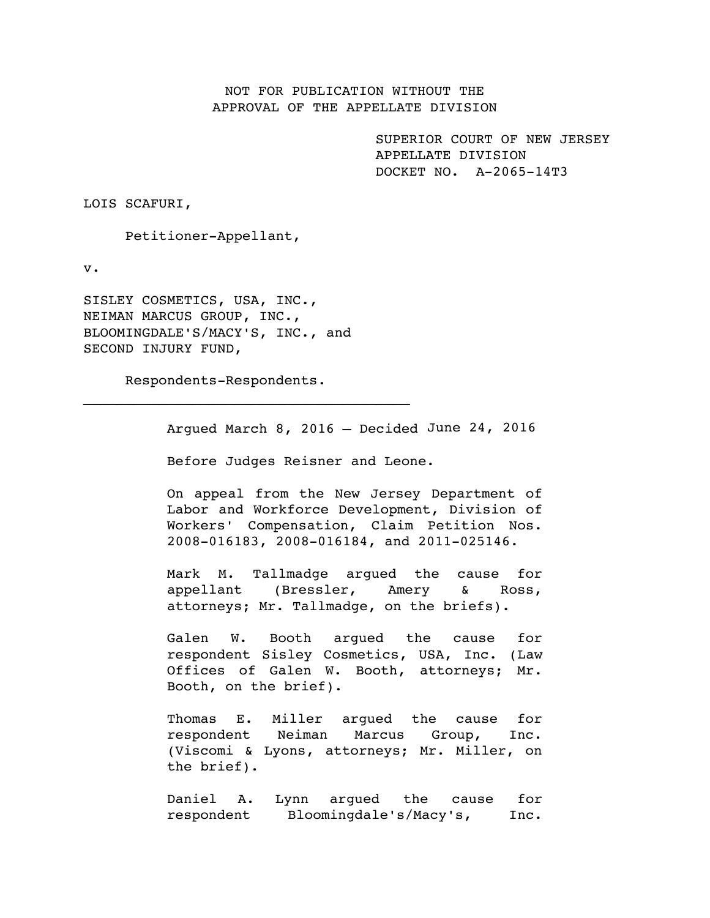NOT FOR PUBLICATION WITHOUT THE
APPROVAL OF THE APPELLATE DIVISION

SUPERIOR COURT OF NEW JERSEY
APPELLATE DIVISION
DOCKET NO. A-2065-14T3

LOIS SCAFURI,

Petitioner-Appellant,

v.

SISLEY COSMETICS, USA, INC., NEIMAN MARCUS GROUP, INC., BLOOMINGDALE'S/MACY'S, INC., and SECOND INJURY FUND,

Respondents-Respondents.

---

Argued March 8, 2016 – Decided June 24, 2016

Before Judges Reisner and Leone.

On appeal from the New Jersey Department of Labor and Workforce Development, Division of Workers' Compensation, Claim Petition Nos. 2008-016183, 2008-016184, and 2011-025146.

Mark M. Tallmadge argued the cause for appellant (Bressler, Amery & Ross, attorneys; Mr. Tallmadge, on the briefs).

Galen W. Booth argued the cause for respondent Sisley Cosmetics, USA, Inc. (Law Offices of Galen W. Booth, attorneys; Mr. Booth, on the brief).

Thomas E. Miller argued the cause for respondent Neiman Marcus Group, Inc. (Viscomi & Lyons, attorneys; Mr. Miller, on the brief).

Daniel A. Lynn argued the cause for respondent Bloomingdale's/Macy's, Inc.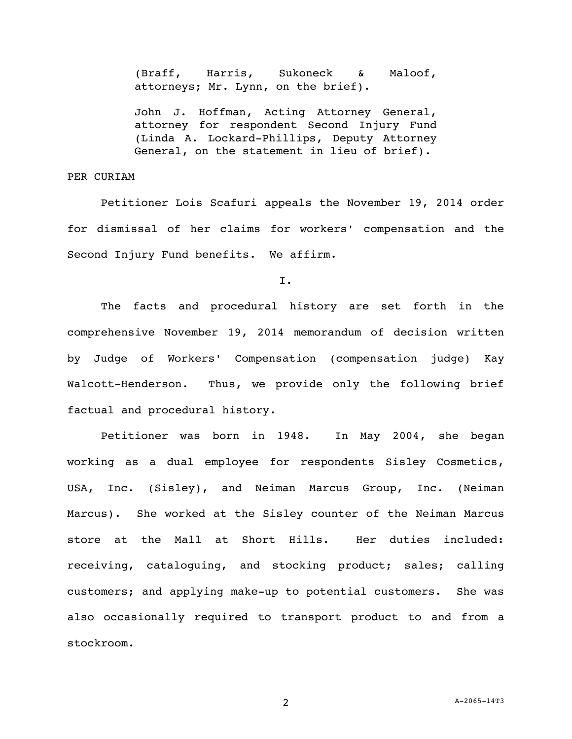(Braff, Harris, Sukoneck & Maloof, attorneys; Mr. Lynn, on the brief).

John J. Hoffman, Acting Attorney General, attorney for respondent Second Injury Fund (Linda A. Lockard-Phillips, Deputy Attorney General, on the statement in lieu of brief).

PER CURIAM

Petitioner Lois Scafuri appeals the November 19, 2014 order for dismissal of her claims for workers' compensation and the Second Injury Fund benefits. We affirm.

I.

The facts and procedural history are set forth in the comprehensive November 19, 2014 memorandum of decision written by Judge of Workers' Compensation (compensation judge) Kay Walcott-Henderson. Thus, we provide only the following brief factual and procedural history.

Petitioner was born in 1948. In May 2004, she began working as a dual employee for respondents Sisley Cosmetics, USA, Inc. (Sisley), and Neiman Marcus Group, Inc. (Neiman Marcus). She worked at the Sisley counter of the Neiman Marcus store at the Mall at Short Hills. Her duties included: receiving, cataloguing, and stocking product; sales; calling customers; and applying make-up to potential customers. She was also occasionally required to transport product to and from a stockroom.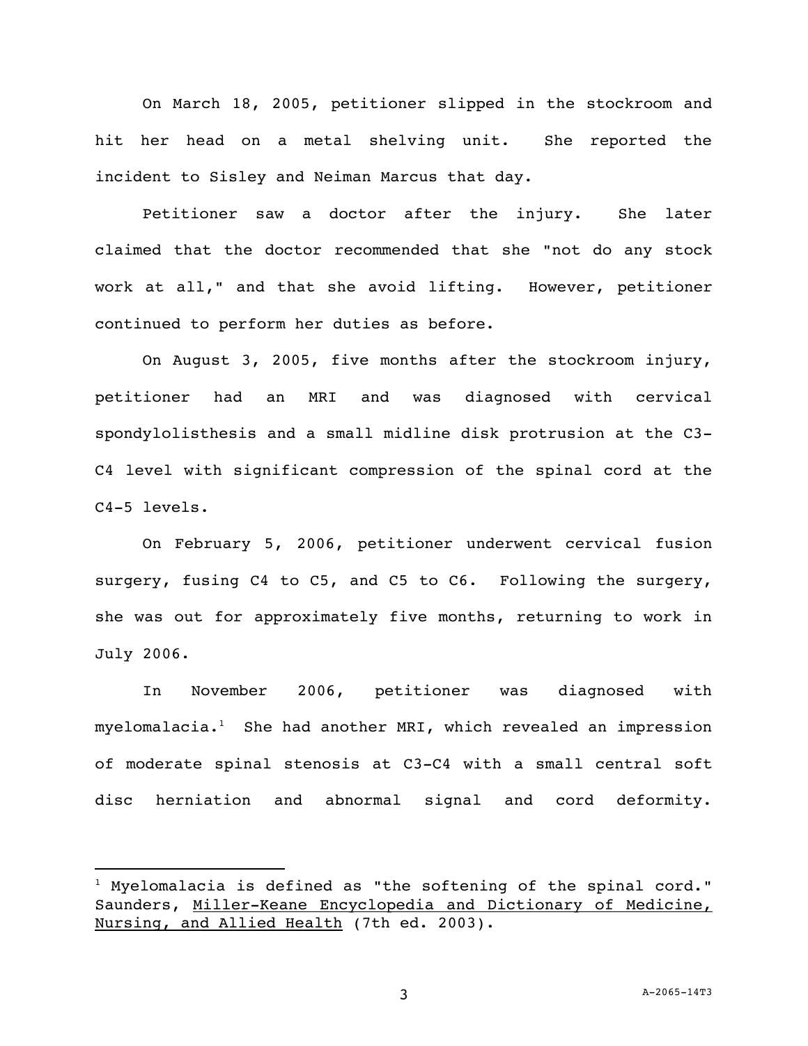On March 18, 2005, petitioner slipped in the stockroom and hit her head on a metal shelving unit. She reported the incident to Sisley and Neiman Marcus that day.

Petitioner saw a doctor after the injury. She later claimed that the doctor recommended that she "not do any stock work at all," and that she avoid lifting. However, petitioner continued to perform her duties as before.

On August 3, 2005, five months after the stockroom injury, petitioner had an MRI and was diagnosed with cervical spondylolisthesis and a small midline disk protrusion at the C3-C4 level with significant compression of the spinal cord at the C4-5 levels.

On February 5, 2006, petitioner underwent cervical fusion surgery, fusing C4 to C5, and C5 to C6. Following the surgery, she was out for approximately five months, returning to work in July 2006.

In November 2006, petitioner was diagnosed with myelomalacia.[1] She had another MRI, which revealed an impression of moderate spinal stenosis at C3-C4 with a small central soft disc herniation and abnormal signal and cord deformity.

---

[1] Myelomalacia is defined as "the softening of the spinal cord." Saunders, Miller-Keane Encyclopedia and Dictionary of Medicine, Nursing, and Allied Health (7th ed. 2003).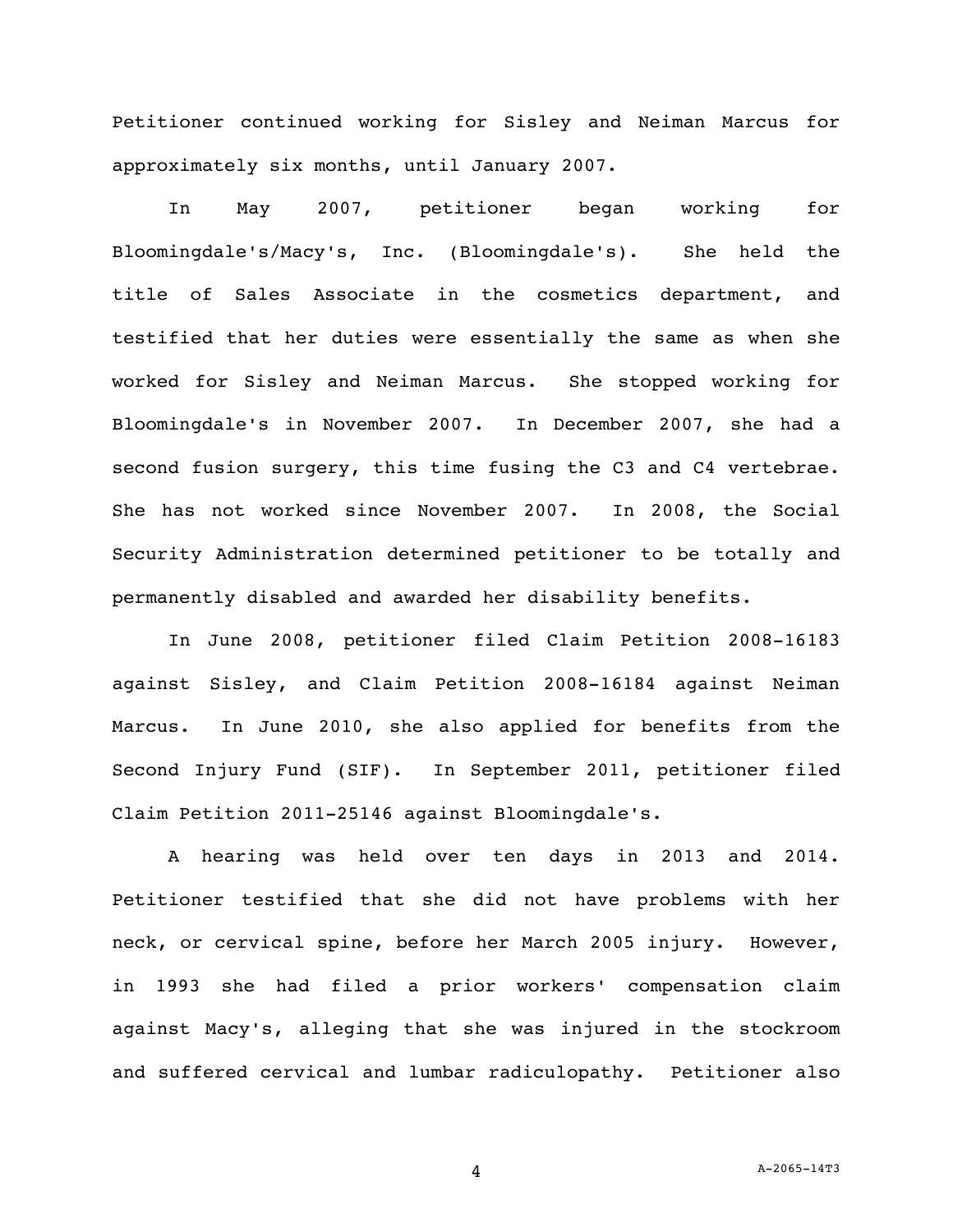Petitioner continued working for Sisley and Neiman Marcus for approximately six months, until January 2007.

In May 2007, petitioner began working for Bloomingdale's/Macy's, Inc. (Bloomingdale's). She held the title of Sales Associate in the cosmetics department, and testified that her duties were essentially the same as when she worked for Sisley and Neiman Marcus. She stopped working for Bloomingdale's in November 2007. In December 2007, she had a second fusion surgery, this time fusing the C3 and C4 vertebrae. She has not worked since November 2007. In 2008, the Social Security Administration determined petitioner to be totally and permanently disabled and awarded her disability benefits.

In June 2008, petitioner filed Claim Petition 2008-16183 against Sisley, and Claim Petition 2008-16184 against Neiman Marcus. In June 2010, she also applied for benefits from the Second Injury Fund (SIF). In September 2011, petitioner filed Claim Petition 2011-25146 against Bloomingdale's.

A hearing was held over ten days in 2013 and 2014. Petitioner testified that she did not have problems with her neck, or cervical spine, before her March 2005 injury. However, in 1993 she had filed a prior workers' compensation claim against Macy's, alleging that she was injured in the stockroom and suffered cervical and lumbar radiculopathy. Petitioner also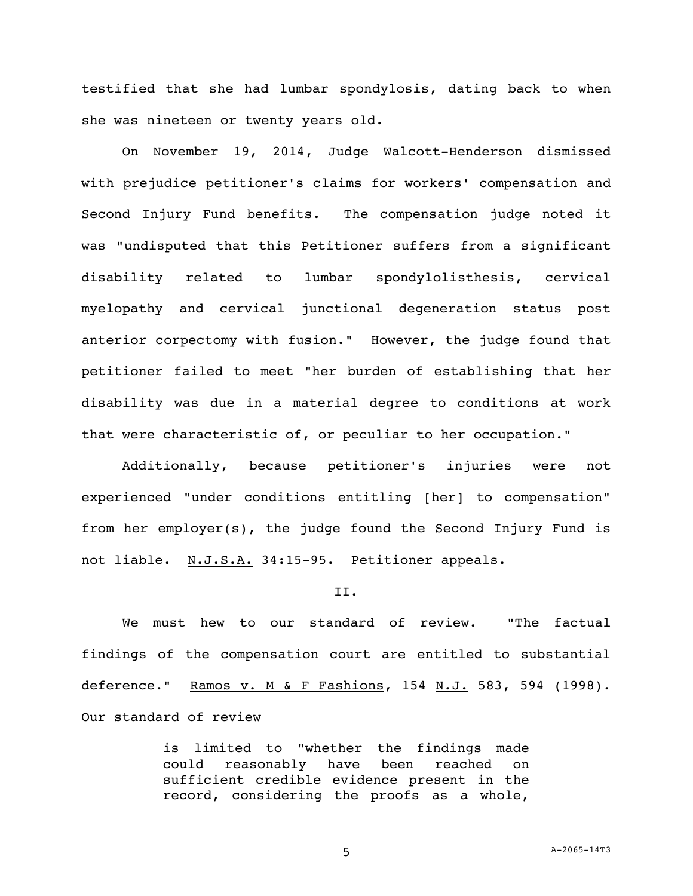testified that she had lumbar spondylosis, dating back to when she was nineteen or twenty years old.

On November 19, 2014, Judge Walcott-Henderson dismissed with prejudice petitioner's claims for workers' compensation and Second Injury Fund benefits. The compensation judge noted it was "undisputed that this Petitioner suffers from a significant disability related to lumbar spondylolisthesis, cervical myelopathy and cervical junctional degeneration status post anterior corpectomy with fusion." However, the judge found that petitioner failed to meet "her burden of establishing that her disability was due in a material degree to conditions at work that were characteristic of, or peculiar to her occupation."

Additionally, because petitioner's injuries were not experienced "under conditions entitling [her] to compensation" from her employer(s), the judge found the Second Injury Fund is not liable. N.J.S.A. 34:15-95. Petitioner appeals.

II.

We must hew to our standard of review. "The factual findings of the compensation court are entitled to substantial deference." Ramos v. M & F Fashions, 154 N.J. 583, 594 (1998). Our standard of review

> is limited to "whether the findings made could reasonably have been reached on sufficient credible evidence present in the record, considering the proofs as a whole,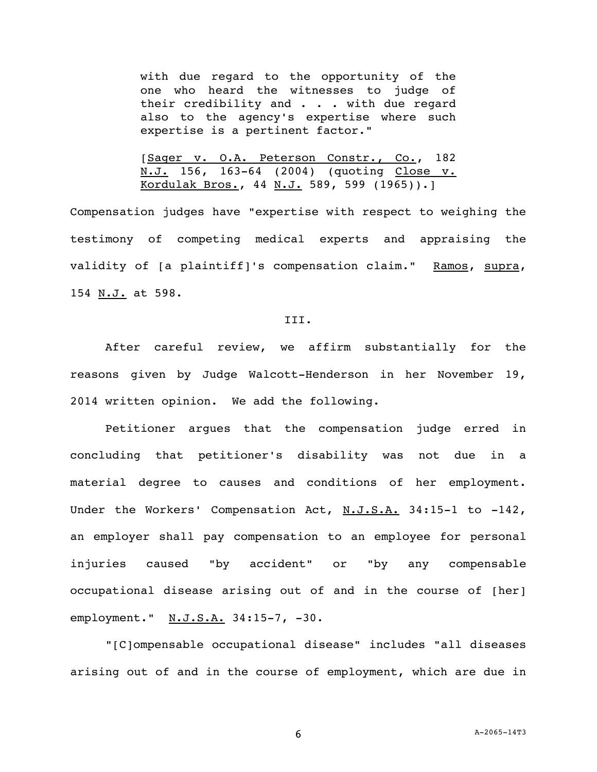> with due regard to the opportunity of the one who heard the witnesses to judge of their credibility and . . . with due regard also to the agency's expertise where such expertise is a pertinent factor."
>
> [Sager v. O.A. Peterson Constr., Co., 182 N.J. 156, 163-64 (2004) (quoting Close v. Kordulak Bros., 44 N.J. 589, 599 (1965)).]

Compensation judges have "expertise with respect to weighing the testimony of competing medical experts and appraising the validity of [a plaintiff]'s compensation claim." Ramos, supra, 154 N.J. at 598.

III.

After careful review, we affirm substantially for the reasons given by Judge Walcott-Henderson in her November 19, 2014 written opinion. We add the following.

Petitioner argues that the compensation judge erred in concluding that petitioner's disability was not due in a material degree to causes and conditions of her employment. Under the Workers' Compensation Act, N.J.S.A. 34:15-1 to -142, an employer shall pay compensation to an employee for personal injuries caused "by accident" or "by any compensable occupational disease arising out of and in the course of [her] employment." N.J.S.A. 34:15-7, -30.

"[C]ompensable occupational disease" includes "all diseases arising out of and in the course of employment, which are due in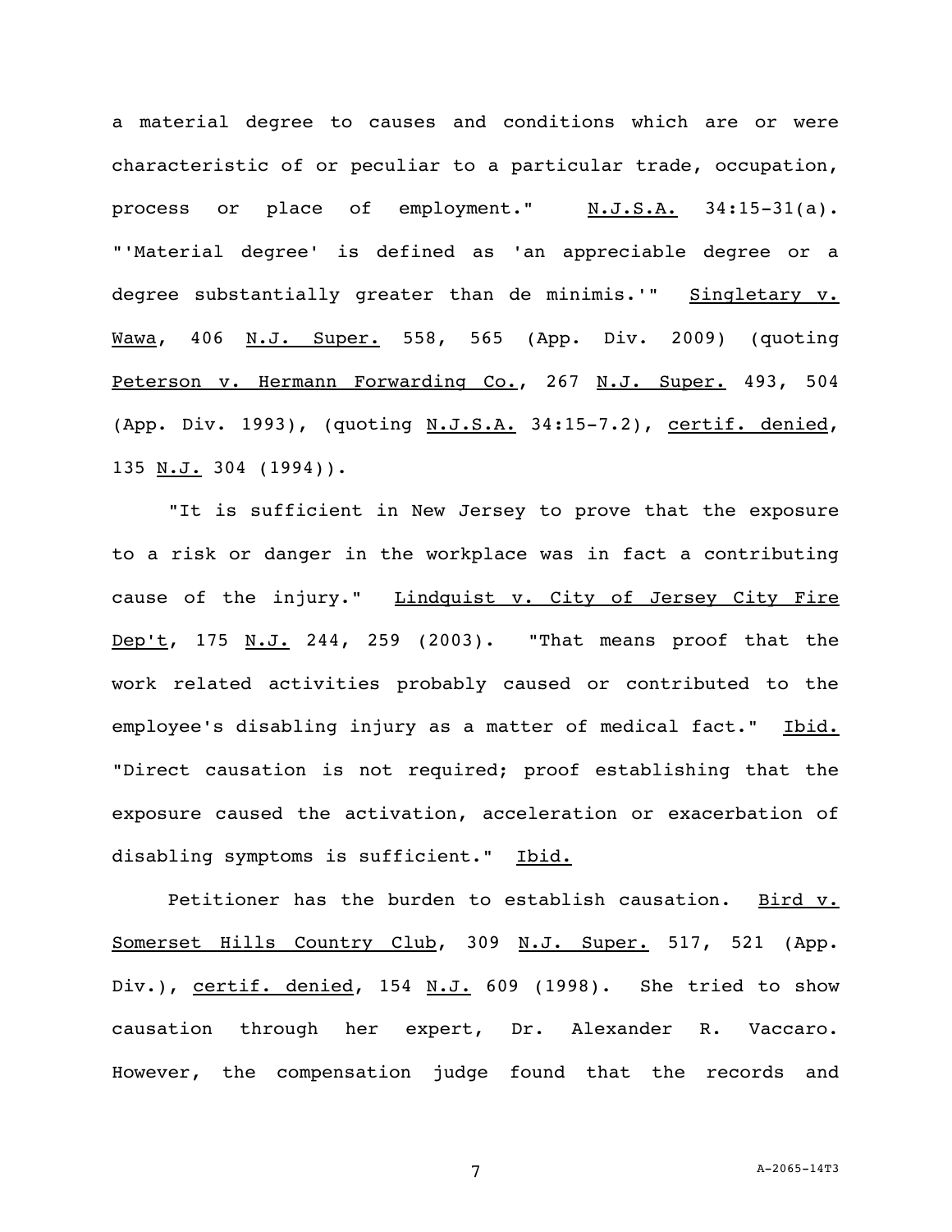a material degree to causes and conditions which are or were characteristic of or peculiar to a particular trade, occupation, process or place of employment." N.J.S.A. 34:15-31(a). "'Material degree' is defined as 'an appreciable degree or a degree substantially greater than de minimis.'" Singletary v. Wawa, 406 N.J. Super. 558, 565 (App. Div. 2009) (quoting Peterson v. Hermann Forwarding Co., 267 N.J. Super. 493, 504 (App. Div. 1993), (quoting N.J.S.A. 34:15-7.2), certif. denied, 135 N.J. 304 (1994)).

"It is sufficient in New Jersey to prove that the exposure to a risk or danger in the workplace was in fact a contributing cause of the injury." Lindquist v. City of Jersey City Fire Dep't, 175 N.J. 244, 259 (2003). "That means proof that the work related activities probably caused or contributed to the employee's disabling injury as a matter of medical fact." Ibid. "Direct causation is not required; proof establishing that the exposure caused the activation, acceleration or exacerbation of disabling symptoms is sufficient." Ibid.

Petitioner has the burden to establish causation. Bird v. Somerset Hills Country Club, 309 N.J. Super. 517, 521 (App. Div.), certif. denied, 154 N.J. 609 (1998). She tried to show causation through her expert, Dr. Alexander R. Vaccaro. However, the compensation judge found that the records and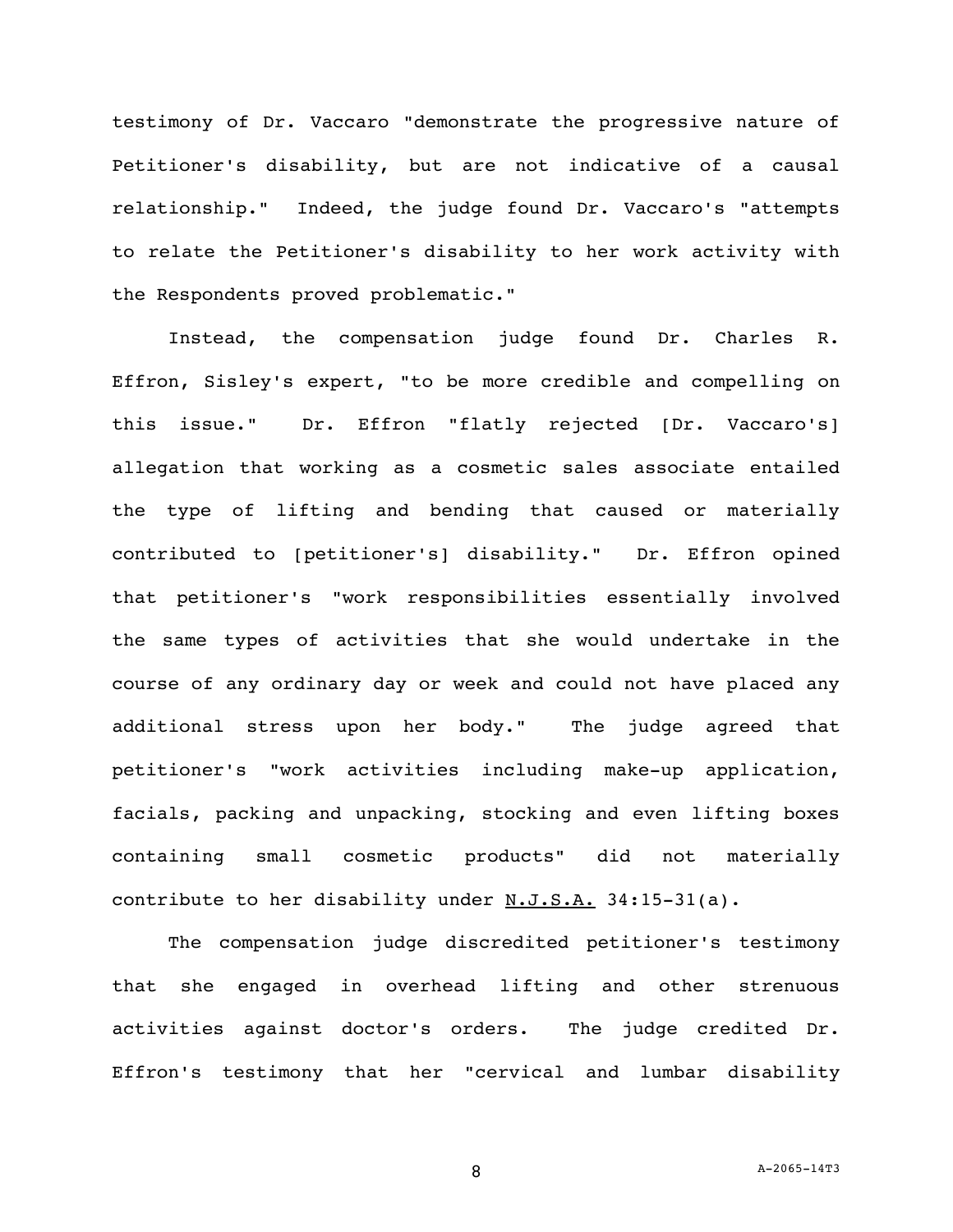testimony of Dr. Vaccaro "demonstrate the progressive nature of Petitioner's disability, but are not indicative of a causal relationship." Indeed, the judge found Dr. Vaccaro's "attempts to relate the Petitioner's disability to her work activity with the Respondents proved problematic."

Instead, the compensation judge found Dr. Charles R. Effron, Sisley's expert, "to be more credible and compelling on this issue." Dr. Effron "flatly rejected [Dr. Vaccaro's] allegation that working as a cosmetic sales associate entailed the type of lifting and bending that caused or materially contributed to [petitioner's] disability." Dr. Effron opined that petitioner's "work responsibilities essentially involved the same types of activities that she would undertake in the course of any ordinary day or week and could not have placed any additional stress upon her body." The judge agreed that petitioner's "work activities including make-up application, facials, packing and unpacking, stocking and even lifting boxes containing small cosmetic products" did not materially contribute to her disability under <u>N.J.S.A.</u> 34:15-31(a).

The compensation judge discredited petitioner's testimony that she engaged in overhead lifting and other strenuous activities against doctor's orders. The judge credited Dr. Effron's testimony that her "cervical and lumbar disability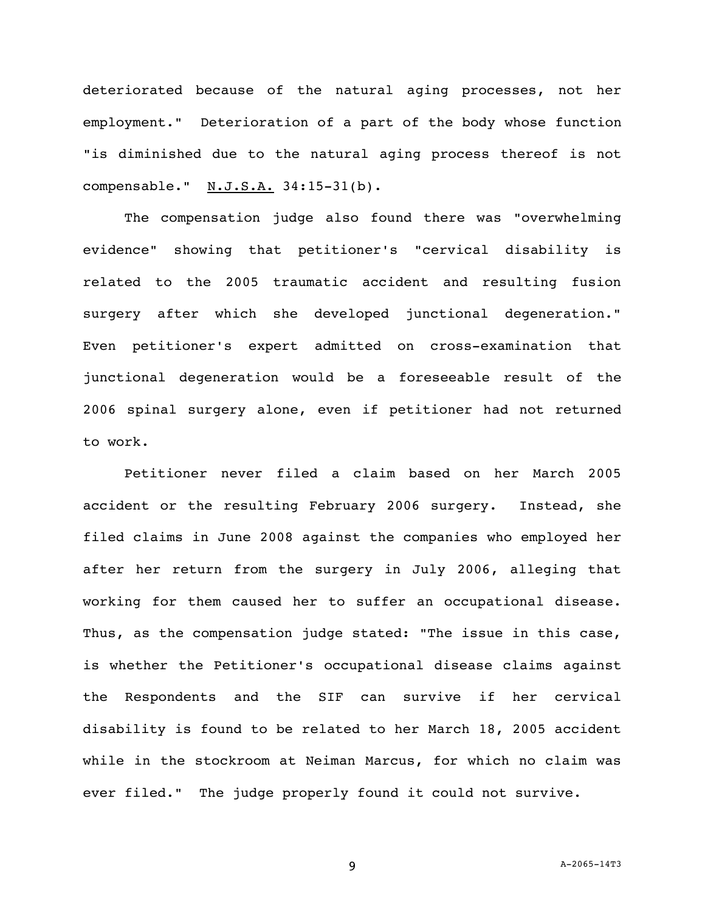deteriorated because of the natural aging processes, not her employment." Deterioration of a part of the body whose function "is diminished due to the natural aging process thereof is not compensable." N.J.S.A. 34:15-31(b).

The compensation judge also found there was "overwhelming evidence" showing that petitioner's "cervical disability is related to the 2005 traumatic accident and resulting fusion surgery after which she developed junctional degeneration." Even petitioner's expert admitted on cross-examination that junctional degeneration would be a foreseeable result of the 2006 spinal surgery alone, even if petitioner had not returned to work.

Petitioner never filed a claim based on her March 2005 accident or the resulting February 2006 surgery. Instead, she filed claims in June 2008 against the companies who employed her after her return from the surgery in July 2006, alleging that working for them caused her to suffer an occupational disease. Thus, as the compensation judge stated: "The issue in this case, is whether the Petitioner's occupational disease claims against the Respondents and the SIF can survive if her cervical disability is found to be related to her March 18, 2005 accident while in the stockroom at Neiman Marcus, for which no claim was ever filed." The judge properly found it could not survive.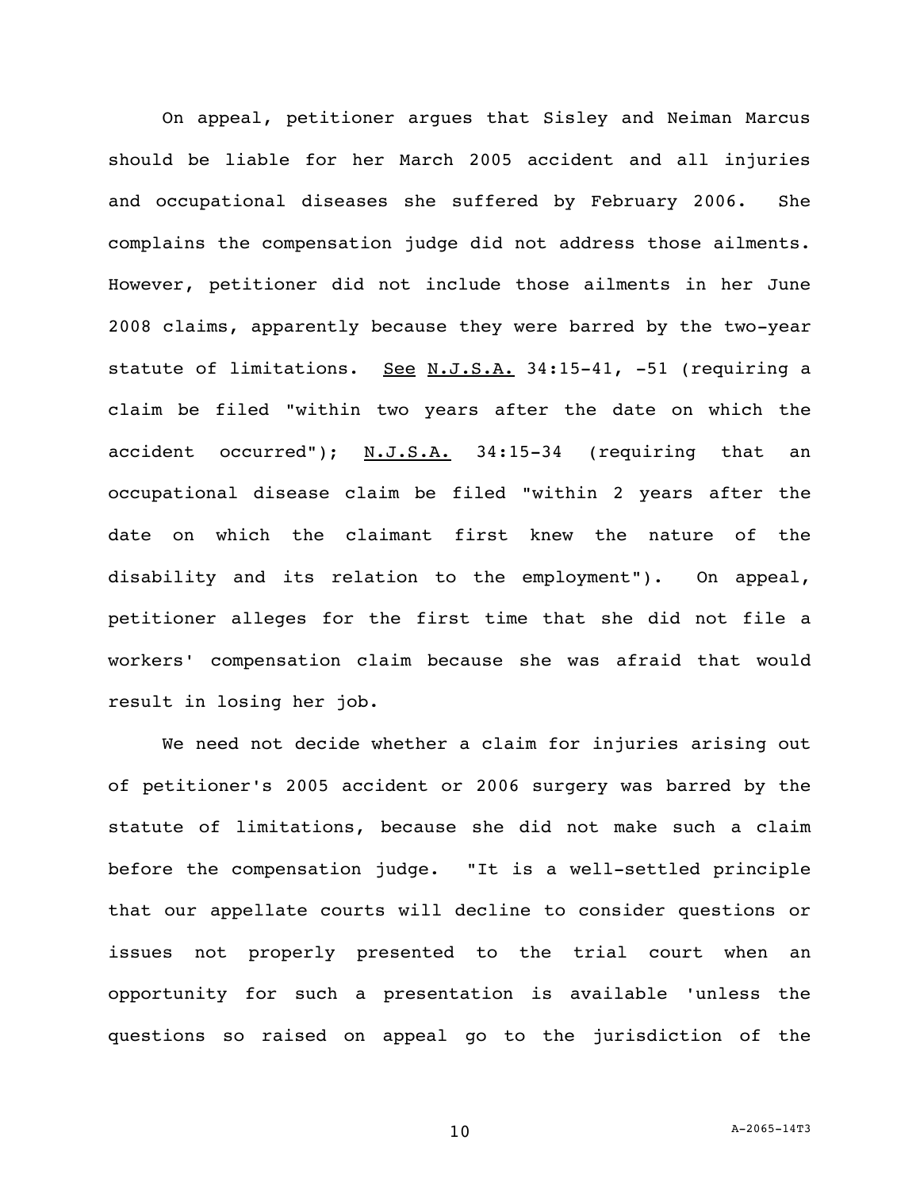On appeal, petitioner argues that Sisley and Neiman Marcus should be liable for her March 2005 accident and all injuries and occupational diseases she suffered by February 2006. She complains the compensation judge did not address those ailments. However, petitioner did not include those ailments in her June 2008 claims, apparently because they were barred by the two-year statute of limitations. See N.J.S.A. 34:15-41, -51 (requiring a claim be filed "within two years after the date on which the accident occurred"); N.J.S.A. 34:15-34 (requiring that an occupational disease claim be filed "within 2 years after the date on which the claimant first knew the nature of the disability and its relation to the employment"). On appeal, petitioner alleges for the first time that she did not file a workers' compensation claim because she was afraid that would result in losing her job.

We need not decide whether a claim for injuries arising out of petitioner's 2005 accident or 2006 surgery was barred by the statute of limitations, because she did not make such a claim before the compensation judge. "It is a well-settled principle that our appellate courts will decline to consider questions or issues not properly presented to the trial court when an opportunity for such a presentation is available 'unless the questions so raised on appeal go to the jurisdiction of the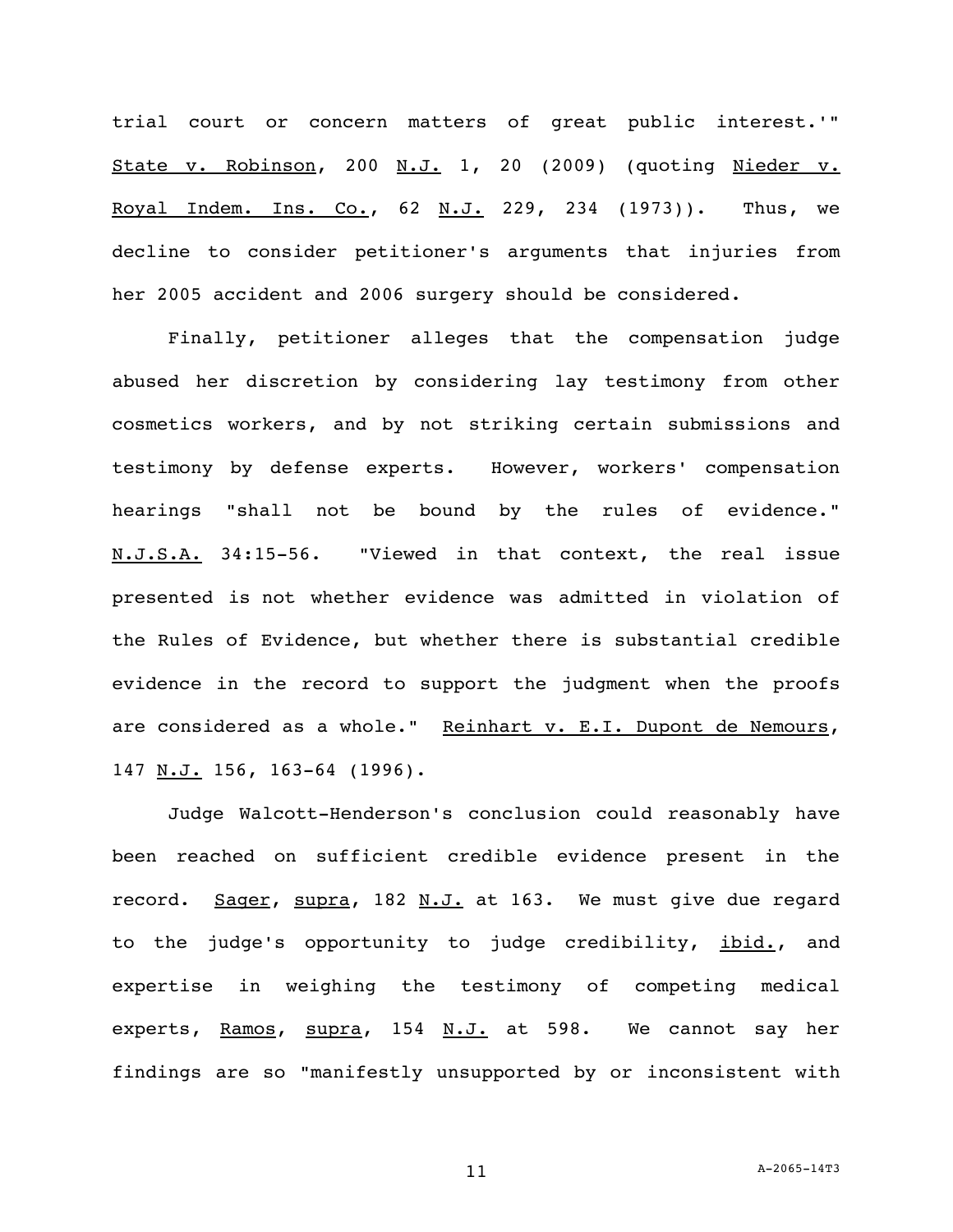trial court or concern matters of great public interest.'" State v. Robinson, 200 N.J. 1, 20 (2009) (quoting Nieder v. Royal Indem. Ins. Co., 62 N.J. 229, 234 (1973)). Thus, we decline to consider petitioner's arguments that injuries from her 2005 accident and 2006 surgery should be considered.

Finally, petitioner alleges that the compensation judge abused her discretion by considering lay testimony from other cosmetics workers, and by not striking certain submissions and testimony by defense experts. However, workers' compensation hearings "shall not be bound by the rules of evidence." N.J.S.A. 34:15-56. "Viewed in that context, the real issue presented is not whether evidence was admitted in violation of the Rules of Evidence, but whether there is substantial credible evidence in the record to support the judgment when the proofs are considered as a whole." Reinhart v. E.I. Dupont de Nemours, 147 N.J. 156, 163-64 (1996).

Judge Walcott-Henderson's conclusion could reasonably have been reached on sufficient credible evidence present in the record. Sager, supra, 182 N.J. at 163. We must give due regard to the judge's opportunity to judge credibility, ibid., and expertise in weighing the testimony of competing medical experts, Ramos, supra, 154 N.J. at 598. We cannot say her findings are so "manifestly unsupported by or inconsistent with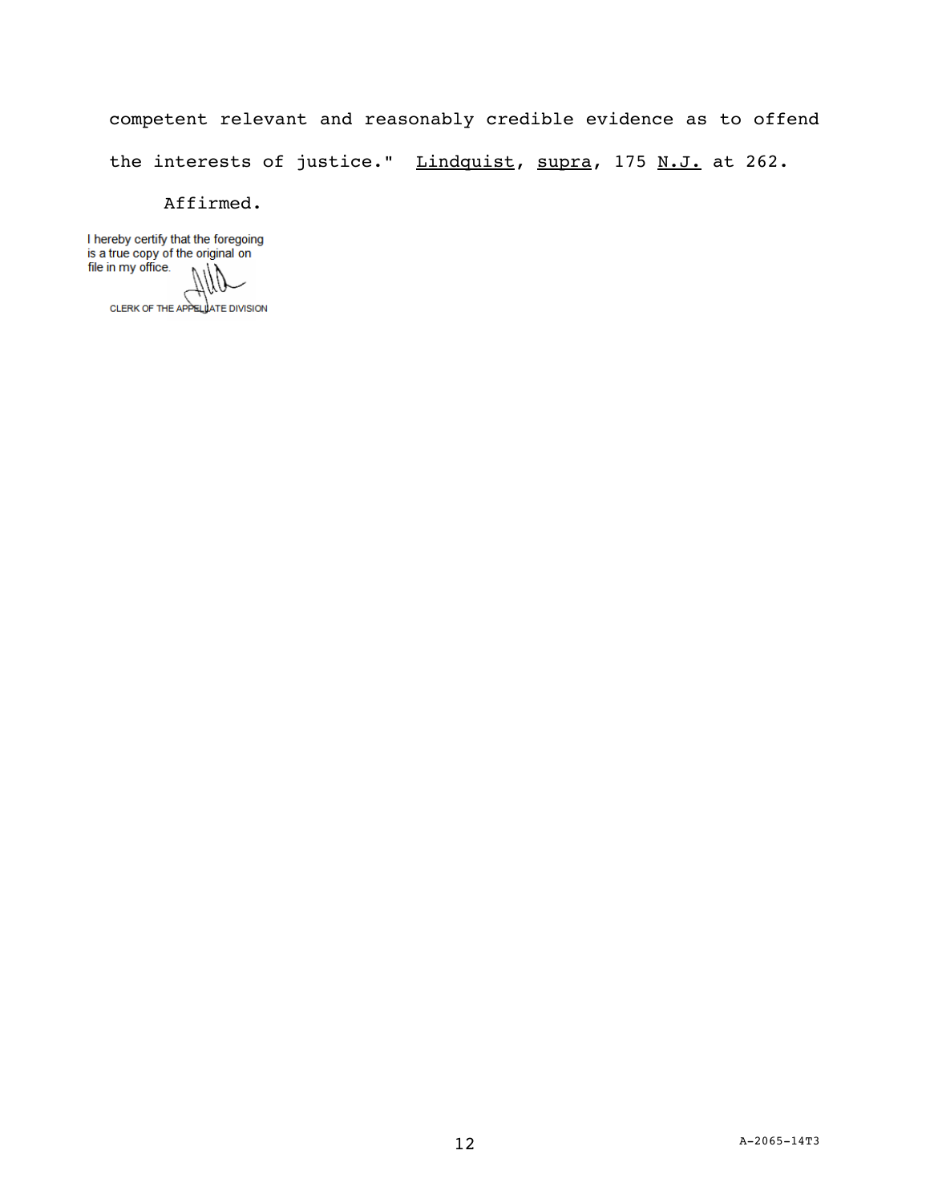competent relevant and reasonably credible evidence as to offend the interests of justice." Lindquist, supra, 175 N.J. at 262.

Affirmed.

I hereby certify that the foregoing is a true copy of the original on file in my office.

CLERK OF THE APPELLATE DIVISION